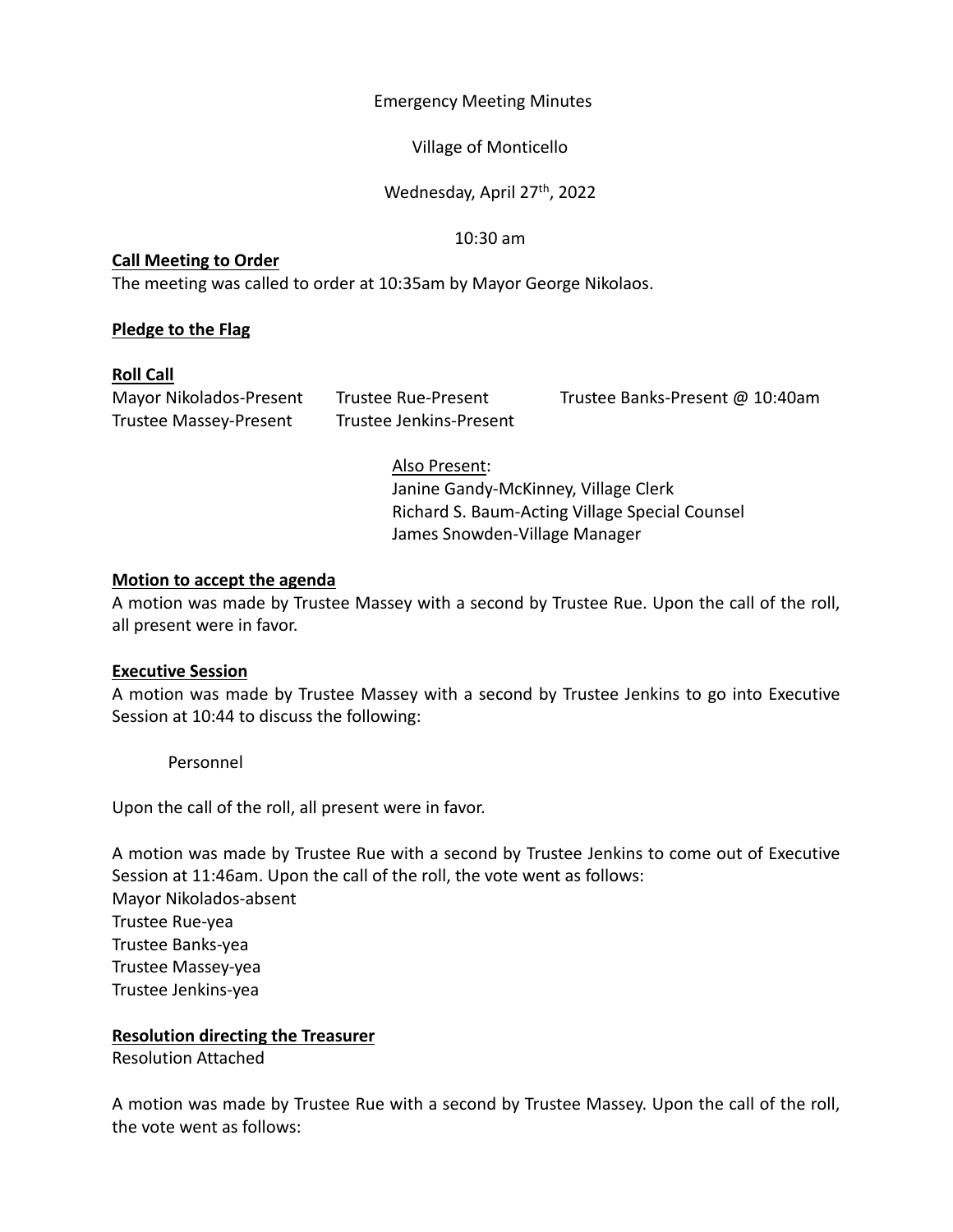Emergency Meeting Minutes

Village of Monticello

Wednesday, April 27th, 2022

10:30 am

**Call Meeting to Order**

The meeting was called to order at 10:35am by Mayor George Nikolaos.

**Pledge to the Flag**

**Roll Call**

Mayor Nikolados-Present
Trustee Rue-Present
Trustee Banks-Present @ 10:40am
Trustee Massey-Present
Trustee Jenkins-Present

Also Present:
Janine Gandy-McKinney, Village Clerk
Richard S. Baum-Acting Village Special Counsel
James Snowden-Village Manager

**Motion to accept the agenda**

A motion was made by Trustee Massey with a second by Trustee Rue. Upon the call of the roll, all present were in favor.

**Executive Session**

A motion was made by Trustee Massey with a second by Trustee Jenkins to go into Executive Session at 10:44 to discuss the following:

Personnel

Upon the call of the roll, all present were in favor.

A motion was made by Trustee Rue with a second by Trustee Jenkins to come out of Executive Session at 11:46am. Upon the call of the roll, the vote went as follows:

Mayor Nikolados-absent
Trustee Rue-yea
Trustee Banks-yea
Trustee Massey-yea
Trustee Jenkins-yea

**Resolution directing the Treasurer**

Resolution Attached

A motion was made by Trustee Rue with a second by Trustee Massey. Upon the call of the roll, the vote went as follows: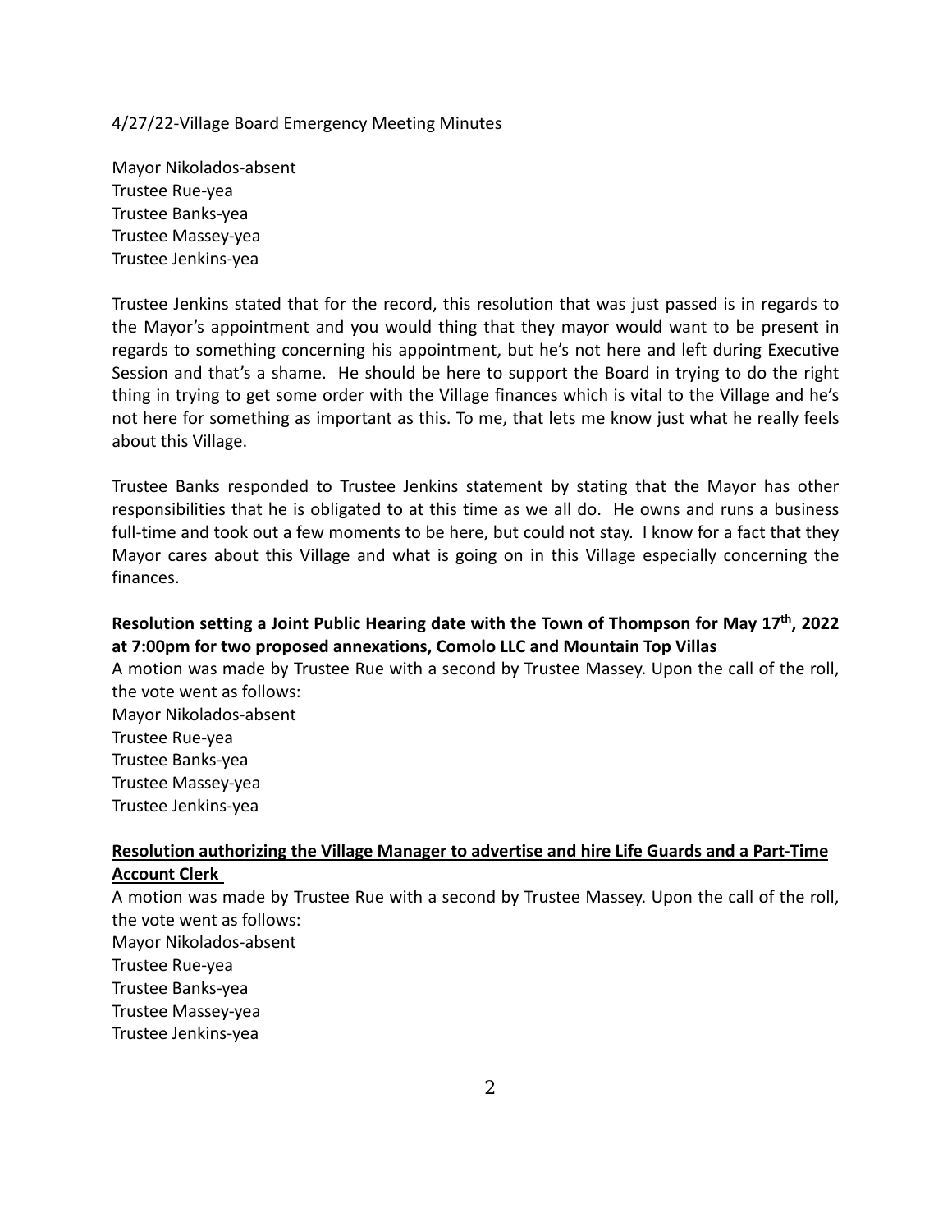4/27/22-Village Board Emergency Meeting Minutes

Mayor Nikolados-absent
Trustee Rue-yea
Trustee Banks-yea
Trustee Massey-yea
Trustee Jenkins-yea

Trustee Jenkins stated that for the record, this resolution that was just passed is in regards to the Mayor's appointment and you would thing that they mayor would want to be present in regards to something concerning his appointment, but he's not here and left during Executive Session and that's a shame. He should be here to support the Board in trying to do the right thing in trying to get some order with the Village finances which is vital to the Village and he's not here for something as important as this. To me, that lets me know just what he really feels about this Village.

Trustee Banks responded to Trustee Jenkins statement by stating that the Mayor has other responsibilities that he is obligated to at this time as we all do. He owns and runs a business full-time and took out a few moments to be here, but could not stay. I know for a fact that they Mayor cares about this Village and what is going on in this Village especially concerning the finances.

**Resolution setting a Joint Public Hearing date with the Town of Thompson for May 17th, 2022 at 7:00pm for two proposed annexations, Comolo LLC and Mountain Top Villas**

A motion was made by Trustee Rue with a second by Trustee Massey. Upon the call of the roll, the vote went as follows:
Mayor Nikolados-absent
Trustee Rue-yea
Trustee Banks-yea
Trustee Massey-yea
Trustee Jenkins-yea

**Resolution authorizing the Village Manager to advertise and hire Life Guards and a Part-Time Account Clerk**

A motion was made by Trustee Rue with a second by Trustee Massey. Upon the call of the roll, the vote went as follows:
Mayor Nikolados-absent
Trustee Rue-yea
Trustee Banks-yea
Trustee Massey-yea
Trustee Jenkins-yea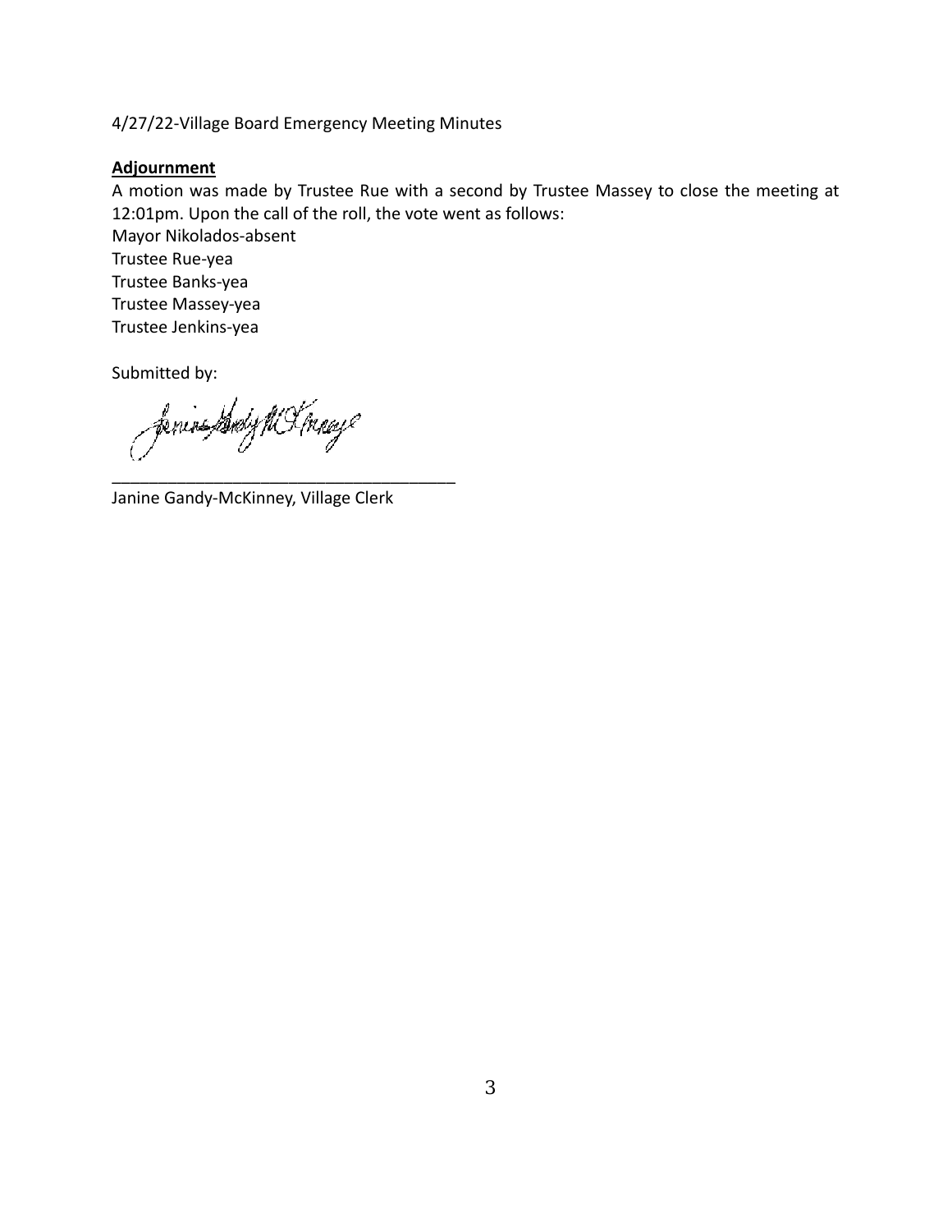4/27/22-Village Board Emergency Meeting Minutes

**Adjournment**

A motion was made by Trustee Rue with a second by Trustee Massey to close the meeting at 12:01pm. Upon the call of the roll, the vote went as follows:

Mayor Nikolados-absent
Trustee Rue-yea
Trustee Banks-yea
Trustee Massey-yea
Trustee Jenkins-yea

Submitted by:

\_\_\_\_\_\_\_\_\_\_\_\_\_\_\_\_\_\_\_\_\_\_\_\_\_\_\_\_\_\_\_\_\_\_\_\_\_\_

Janine Gandy-McKinney, Village Clerk